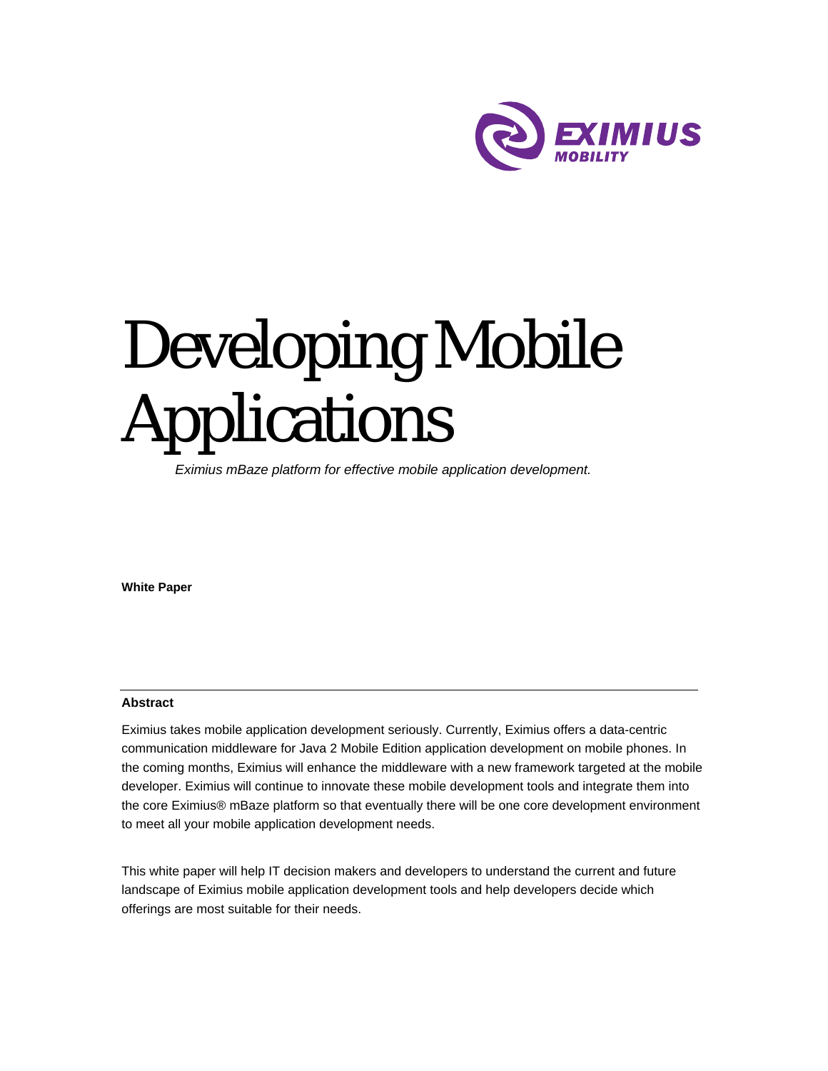# Developing Mobile Applications

*Eximius mBaze platform for effective mobile application development.*

**White Paper**

**Abstract**

Eximius takes mobile application development seriously. Currently, Eximius offers a data-centric communication middleware for Java 2 Mobile Edition application development on mobile phones. In the coming months, Eximius will enhance the middleware with a new framework targeted at the mobile developer. Eximius will continue to innovate these mobile development tools and integrate them into the core Eximius® mBaze platform so that eventually there will be one core development environment to meet all your mobile application development needs.

This white paper will help IT decision makers and developers to understand the current and future landscape of Eximius mobile application development tools and help developers decide which offerings are most suitable for their needs.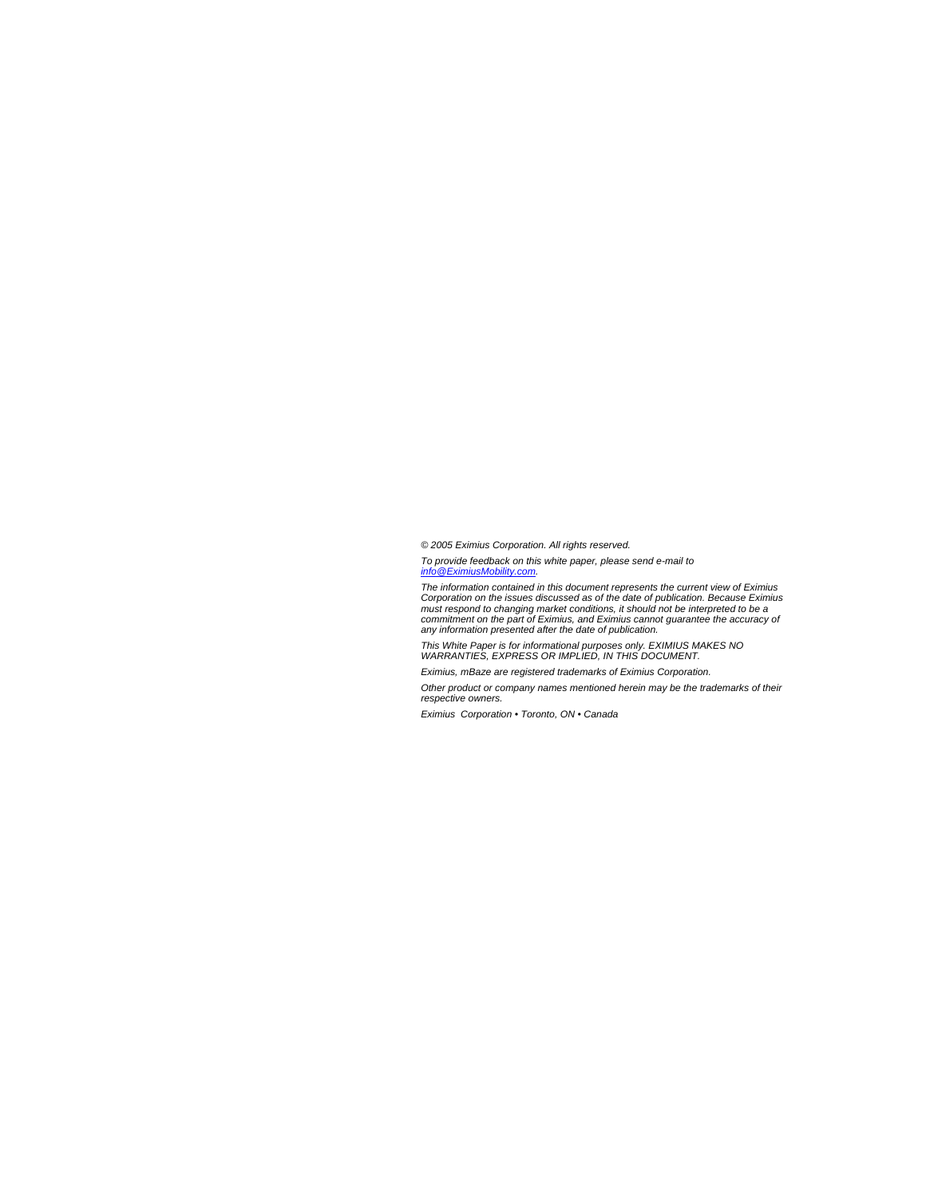*© 2005 Eximius Corporation. All rights reserved.*

*To provide feedback on this white paper, please send e-mail to [info@EximiusMobility.com](mailto:info@EximiusMobility.com).*

*The information contained in this document represents the current view of Eximius Corporation on the issues discussed as of the date of publication. Because Eximius must respond to changing market conditions, it should not be interpreted to be a commitment on the part of Eximius, and Eximius cannot guarantee the accuracy of any information presented after the date of publication.*

*This White Paper is for informational purposes only. EXIMIUS MAKES NO WARRANTIES, EXPRESS OR IMPLIED, IN THIS DOCUMENT.*

*Eximius, mBaze are registered trademarks of Eximius Corporation.*

*Other product or company names mentioned herein may be the trademarks of their respective owners.*

*Eximius Corporation • Toronto, ON • Canada*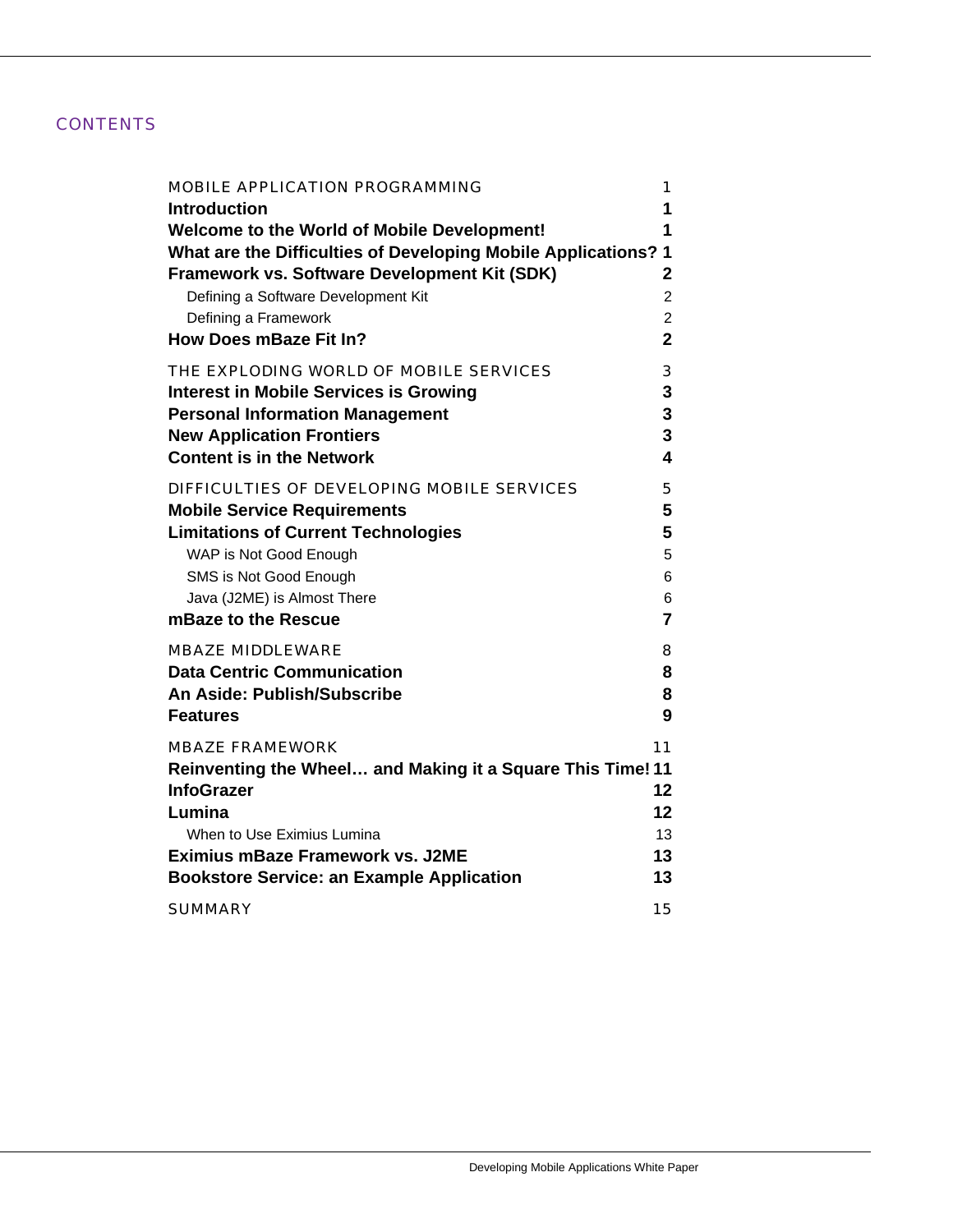# CONTENTS

| | |
|---|---|
| MOBILE APPLICATION PROGRAMMING | 1 |
| **Introduction** | **1** |
| **Welcome to the World of Mobile Development!** | **1** |
| **What are the Difficulties of Developing Mobile Applications?** | **1** |
| **Framework vs. Software Development Kit (SDK)** | **2** |
| Defining a Software Development Kit | 2 |
| Defining a Framework | 2 |
| **How Does mBaze Fit In?** | **2** |
| THE EXPLODING WORLD OF MOBILE SERVICES | 3 |
| **Interest in Mobile Services is Growing** | **3** |
| **Personal Information Management** | **3** |
| **New Application Frontiers** | **3** |
| **Content is in the Network** | **4** |
| DIFFICULTIES OF DEVELOPING MOBILE SERVICES | 5 |
| **Mobile Service Requirements** | **5** |
| **Limitations of Current Technologies** | **5** |
| WAP is Not Good Enough | 5 |
| SMS is Not Good Enough | 6 |
| Java (J2ME) is Almost There | 6 |
| **mBaze to the Rescue** | **7** |
| MBAZE MIDDLEWARE | 8 |
| **Data Centric Communication** | **8** |
| **An Aside: Publish/Subscribe** | **8** |
| **Features** | **9** |
| MBAZE FRAMEWORK | 11 |
| **Reinventing the Wheel… and Making it a Square This Time!** | **11** |
| **InfoGrazer** | **12** |
| **Lumina** | **12** |
| When to Use Eximius Lumina | 13 |
| **Eximius mBaze Framework vs. J2ME** | **13** |
| **Bookstore Service: an Example Application** | **13** |
| SUMMARY | 15 |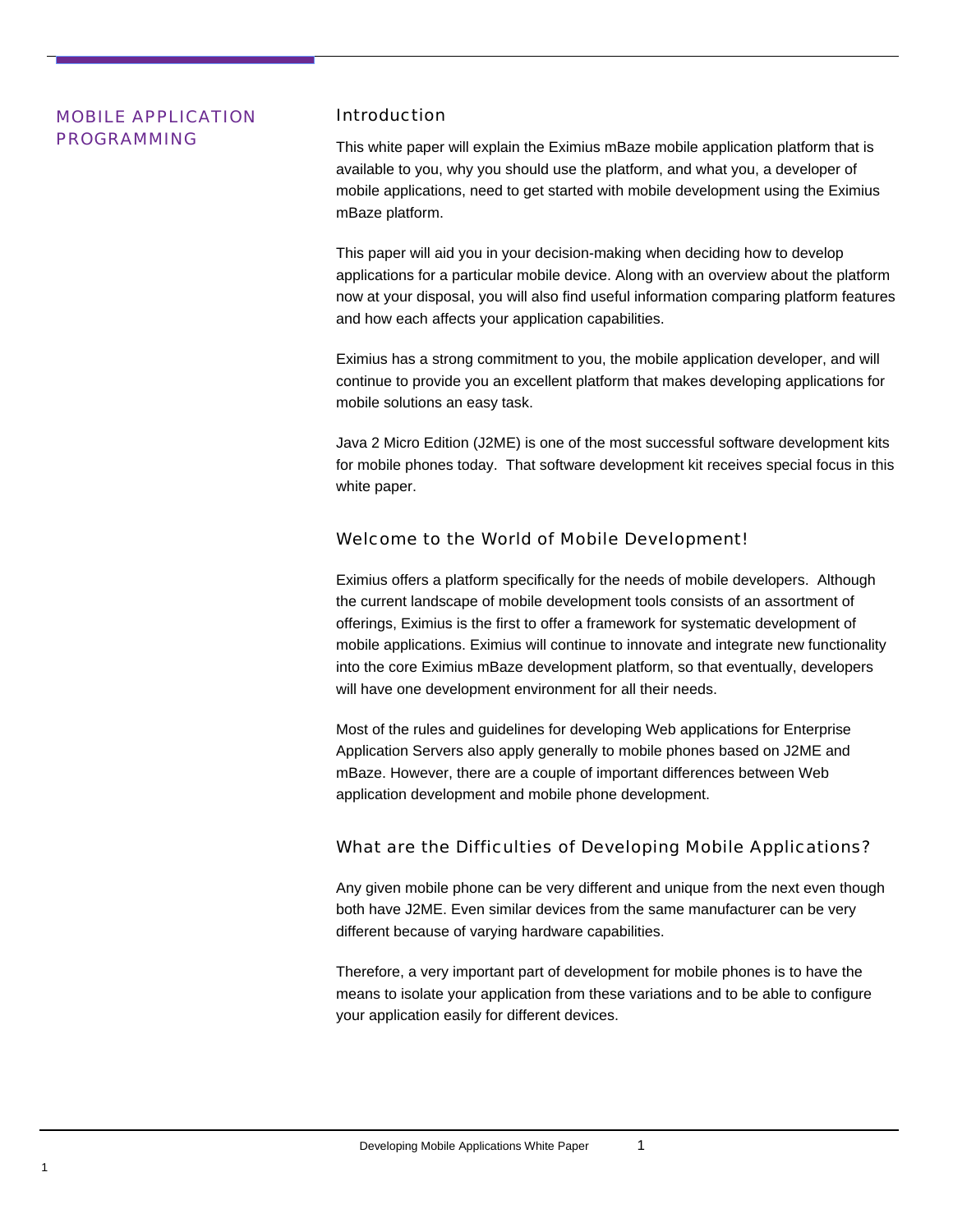## MOBILE APPLICATION PROGRAMMING

### Introduction

This white paper will explain the Eximius mBaze mobile application platform that is available to you, why you should use the platform, and what you, a developer of mobile applications, need to get started with mobile development using the Eximius mBaze platform.

This paper will aid you in your decision-making when deciding how to develop applications for a particular mobile device. Along with an overview about the platform now at your disposal, you will also find useful information comparing platform features and how each affects your application capabilities.

Eximius has a strong commitment to you, the mobile application developer, and will continue to provide you an excellent platform that makes developing applications for mobile solutions an easy task.

Java 2 Micro Edition (J2ME) is one of the most successful software development kits for mobile phones today. That software development kit receives special focus in this white paper.

### Welcome to the World of Mobile Development!

Eximius offers a platform specifically for the needs of mobile developers. Although the current landscape of mobile development tools consists of an assortment of offerings, Eximius is the first to offer a framework for systematic development of mobile applications. Eximius will continue to innovate and integrate new functionality into the core Eximius mBaze development platform, so that eventually, developers will have one development environment for all their needs.

Most of the rules and guidelines for developing Web applications for Enterprise Application Servers also apply generally to mobile phones based on J2ME and mBaze. However, there are a couple of important differences between Web application development and mobile phone development.

### What are the Difficulties of Developing Mobile Applications?

Any given mobile phone can be very different and unique from the next even though both have J2ME. Even similar devices from the same manufacturer can be very different because of varying hardware capabilities.

Therefore, a very important part of development for mobile phones is to have the means to isolate your application from these variations and to be able to configure your application easily for different devices.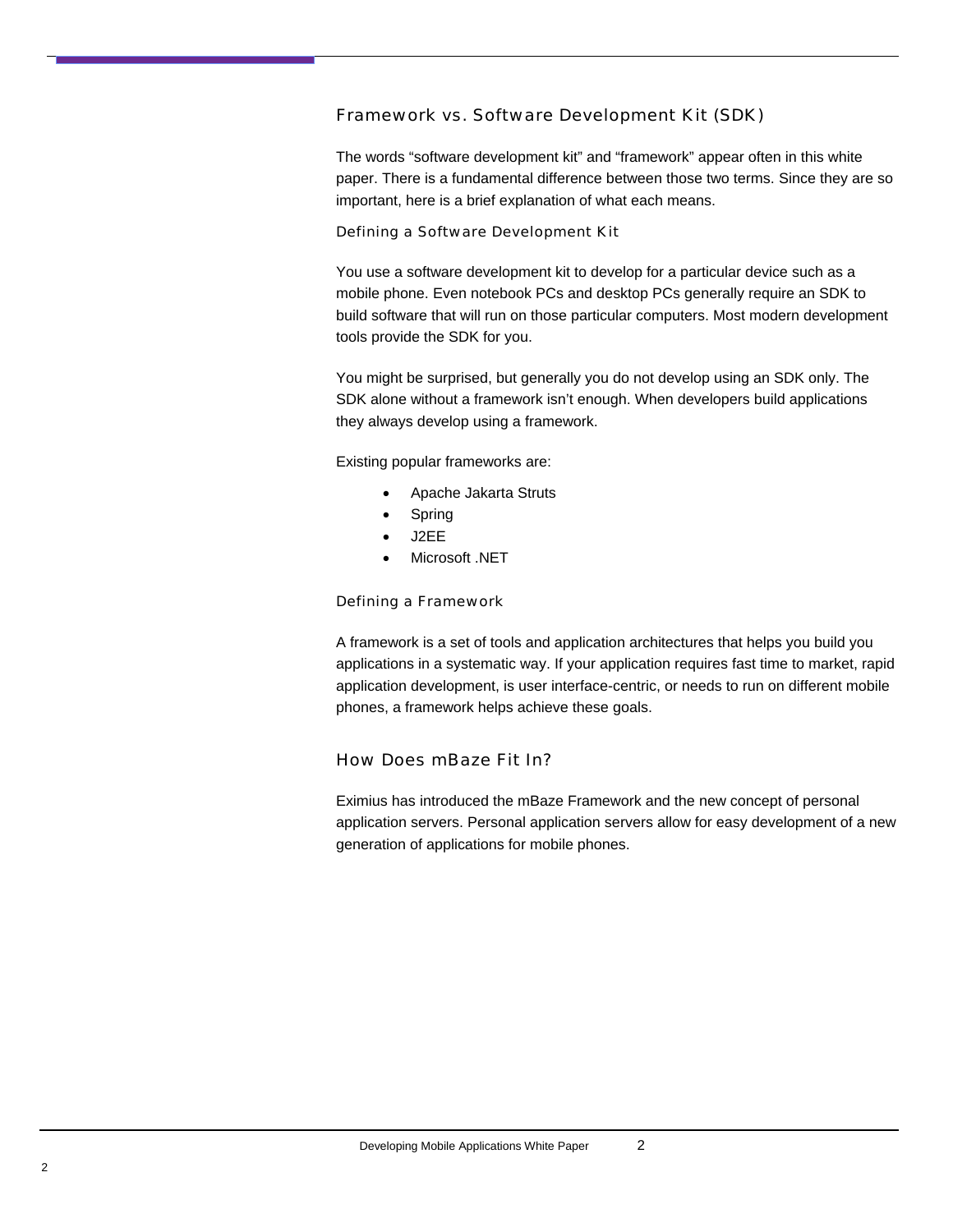## Framework vs. Software Development Kit (SDK)

The words “software development kit” and “framework” appear often in this white paper. There is a fundamental difference between those two terms. Since they are so important, here is a brief explanation of what each means.

### Defining a Software Development Kit

You use a software development kit to develop for a particular device such as a mobile phone. Even notebook PCs and desktop PCs generally require an SDK to build software that will run on those particular computers. Most modern development tools provide the SDK for you.

You might be surprised, but generally you do not develop using an SDK only. The SDK alone without a framework isn’t enough. When developers build applications they always develop using a framework.

Existing popular frameworks are:

- Apache Jakarta Struts
- Spring
- J2EE
- Microsoft .NET

### Defining a Framework

A framework is a set of tools and application architectures that helps you build you applications in a systematic way. If your application requires fast time to market, rapid application development, is user interface-centric, or needs to run on different mobile phones, a framework helps achieve these goals.

## How Does mBaze Fit In?

Eximius has introduced the mBaze Framework and the new concept of personal application servers. Personal application servers allow for easy development of a new generation of applications for mobile phones.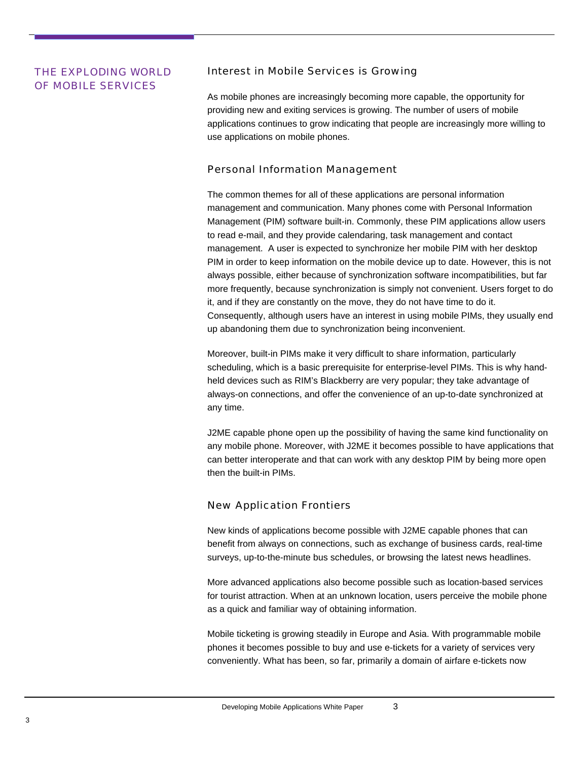# THE EXPLODING WORLD OF MOBILE SERVICES

## Interest in Mobile Services is Growing

As mobile phones are increasingly becoming more capable, the opportunity for providing new and exiting services is growing. The number of users of mobile applications continues to grow indicating that people are increasingly more willing to use applications on mobile phones.

## Personal Information Management

The common themes for all of these applications are personal information management and communication. Many phones come with Personal Information Management (PIM) software built-in. Commonly, these PIM applications allow users to read e-mail, and they provide calendaring, task management and contact management. A user is expected to synchronize her mobile PIM with her desktop PIM in order to keep information on the mobile device up to date. However, this is not always possible, either because of synchronization software incompatibilities, but far more frequently, because synchronization is simply not convenient. Users forget to do it, and if they are constantly on the move, they do not have time to do it. Consequently, although users have an interest in using mobile PIMs, they usually end up abandoning them due to synchronization being inconvenient.

Moreover, built-in PIMs make it very difficult to share information, particularly scheduling, which is a basic prerequisite for enterprise-level PIMs. This is why hand-held devices such as RIM's Blackberry are very popular; they take advantage of always-on connections, and offer the convenience of an up-to-date synchronized at any time.

J2ME capable phone open up the possibility of having the same kind functionality on any mobile phone. Moreover, with J2ME it becomes possible to have applications that can better interoperate and that can work with any desktop PIM by being more open then the built-in PIMs.

## New Application Frontiers

New kinds of applications become possible with J2ME capable phones that can benefit from always on connections, such as exchange of business cards, real-time surveys, up-to-the-minute bus schedules, or browsing the latest news headlines.

More advanced applications also become possible such as location-based services for tourist attraction. When at an unknown location, users perceive the mobile phone as a quick and familiar way of obtaining information.

Mobile ticketing is growing steadily in Europe and Asia. With programmable mobile phones it becomes possible to buy and use e-tickets for a variety of services very conveniently. What has been, so far, primarily a domain of airfare e-tickets now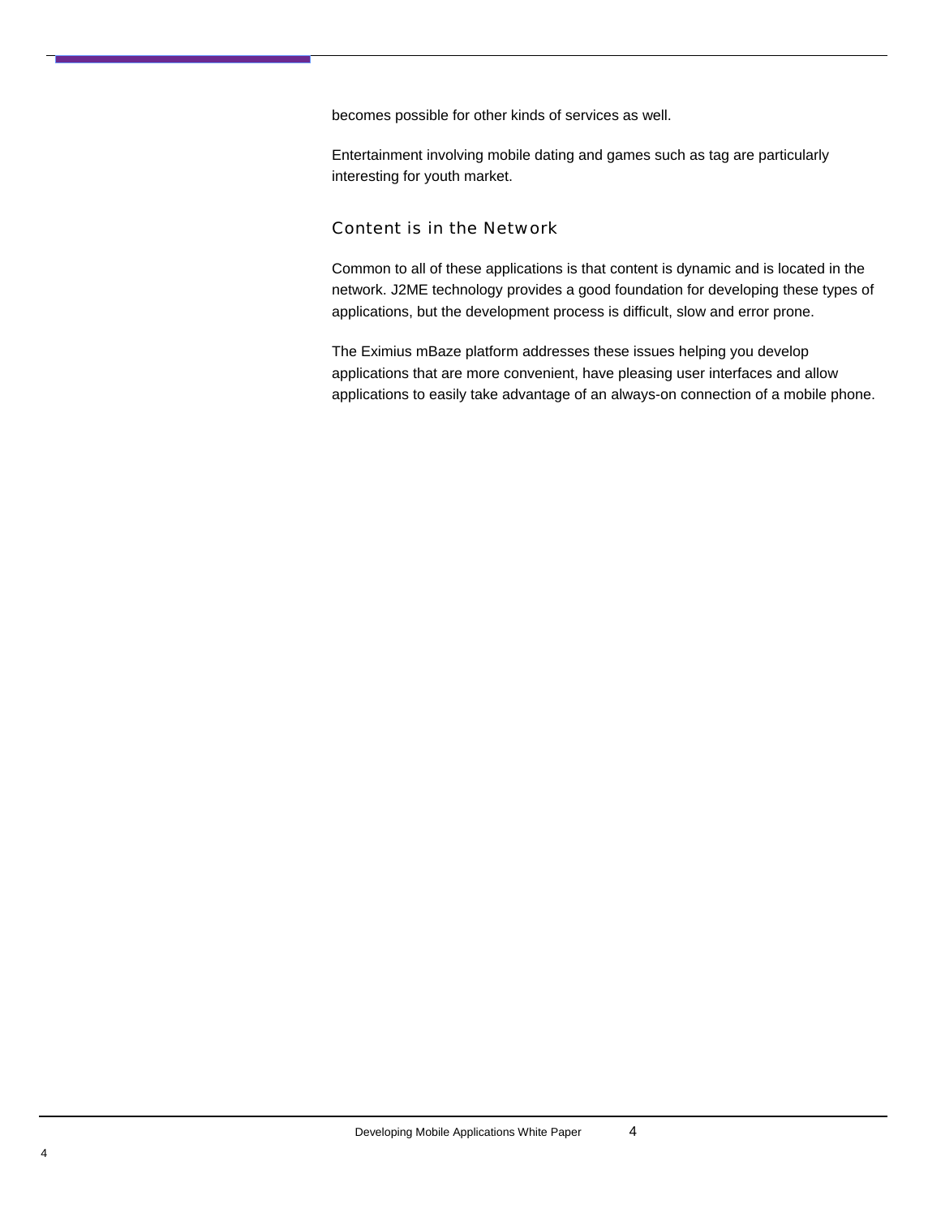becomes possible for other kinds of services as well.

Entertainment involving mobile dating and games such as tag are particularly interesting for youth market.

## Content is in the Network

Common to all of these applications is that content is dynamic and is located in the network. J2ME technology provides a good foundation for developing these types of applications, but the development process is difficult, slow and error prone.

The Eximius mBaze platform addresses these issues helping you develop applications that are more convenient, have pleasing user interfaces and allow applications to easily take advantage of an always-on connection of a mobile phone.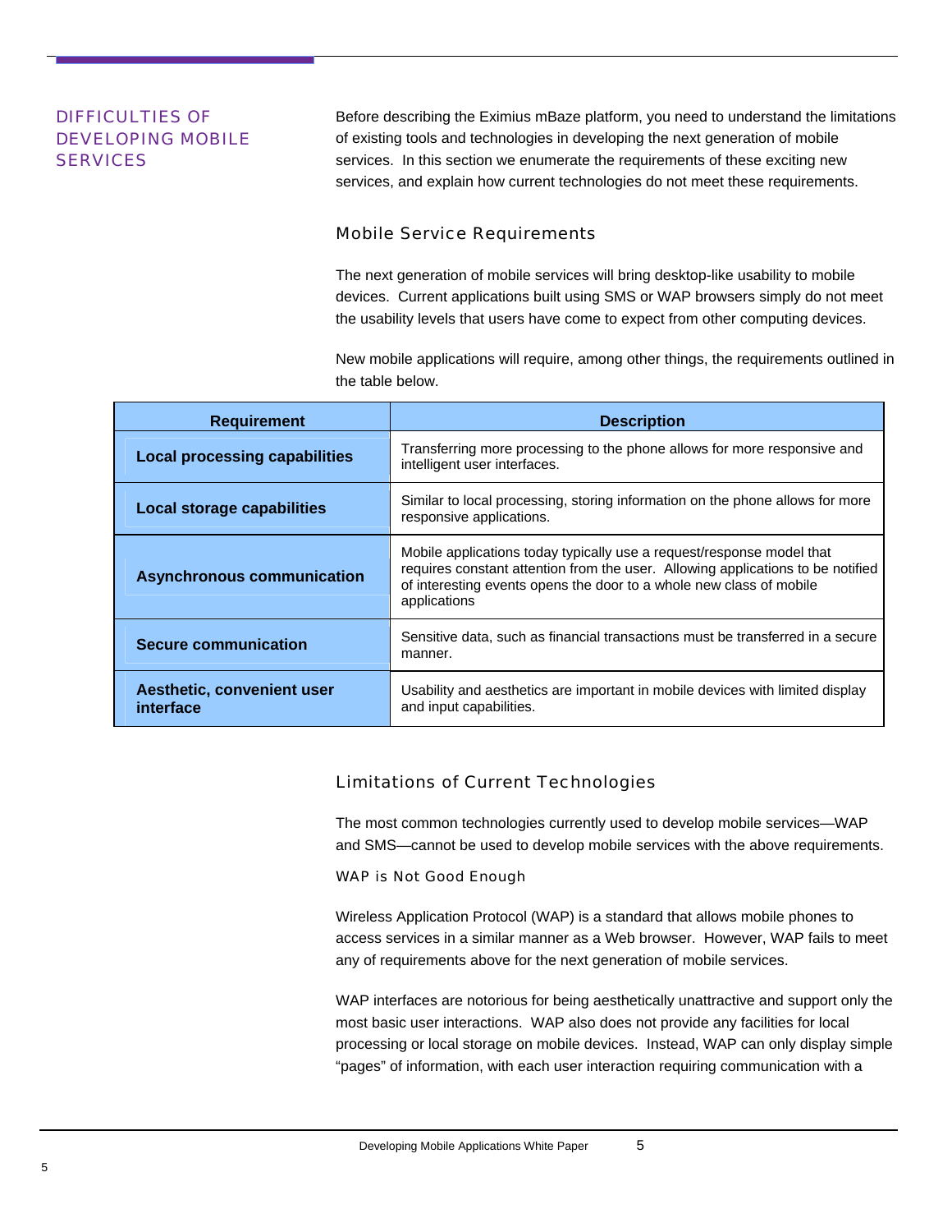## DIFFICULTIES OF DEVELOPING MOBILE SERVICES

Before describing the Eximius mBaze platform, you need to understand the limitations of existing tools and technologies in developing the next generation of mobile services. In this section we enumerate the requirements of these exciting new services, and explain how current technologies do not meet these requirements.

### Mobile Service Requirements

The next generation of mobile services will bring desktop-like usability to mobile devices. Current applications built using SMS or WAP browsers simply do not meet the usability levels that users have come to expect from other computing devices.

New mobile applications will require, among other things, the requirements outlined in the table below.

| Requirement | Description |
|---|---|
| **Local processing capabilities** | Transferring more processing to the phone allows for more responsive and intelligent user interfaces. |
| **Local storage capabilities** | Similar to local processing, storing information on the phone allows for more responsive applications. |
| **Asynchronous communication** | Mobile applications today typically use a request/response model that requires constant attention from the user. Allowing applications to be notified of interesting events opens the door to a whole new class of mobile applications |
| **Secure communication** | Sensitive data, such as financial transactions must be transferred in a secure manner. |
| **Aesthetic, convenient user interface** | Usability and aesthetics are important in mobile devices with limited display and input capabilities. |

### Limitations of Current Technologies

The most common technologies currently used to develop mobile services—WAP and SMS—cannot be used to develop mobile services with the above requirements.

#### WAP is Not Good Enough

Wireless Application Protocol (WAP) is a standard that allows mobile phones to access services in a similar manner as a Web browser. However, WAP fails to meet any of requirements above for the next generation of mobile services.

WAP interfaces are notorious for being aesthetically unattractive and support only the most basic user interactions. WAP also does not provide any facilities for local processing or local storage on mobile devices. Instead, WAP can only display simple "pages" of information, with each user interaction requiring communication with a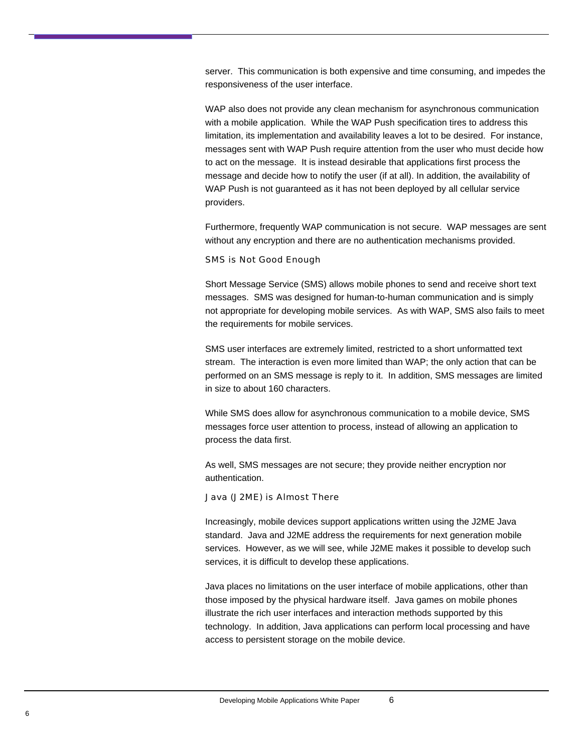server. This communication is both expensive and time consuming, and impedes the responsiveness of the user interface.

WAP also does not provide any clean mechanism for asynchronous communication with a mobile application. While the WAP Push specification tires to address this limitation, its implementation and availability leaves a lot to be desired. For instance, messages sent with WAP Push require attention from the user who must decide how to act on the message. It is instead desirable that applications first process the message and decide how to notify the user (if at all). In addition, the availability of WAP Push is not guaranteed as it has not been deployed by all cellular service providers.

Furthermore, frequently WAP communication is not secure. WAP messages are sent without any encryption and there are no authentication mechanisms provided.

### SMS is Not Good Enough

Short Message Service (SMS) allows mobile phones to send and receive short text messages. SMS was designed for human-to-human communication and is simply not appropriate for developing mobile services. As with WAP, SMS also fails to meet the requirements for mobile services.

SMS user interfaces are extremely limited, restricted to a short unformatted text stream. The interaction is even more limited than WAP; the only action that can be performed on an SMS message is reply to it. In addition, SMS messages are limited in size to about 160 characters.

While SMS does allow for asynchronous communication to a mobile device, SMS messages force user attention to process, instead of allowing an application to process the data first.

As well, SMS messages are not secure; they provide neither encryption nor authentication.

### Java (J2ME) is Almost There

Increasingly, mobile devices support applications written using the J2ME Java standard. Java and J2ME address the requirements for next generation mobile services. However, as we will see, while J2ME makes it possible to develop such services, it is difficult to develop these applications.

Java places no limitations on the user interface of mobile applications, other than those imposed by the physical hardware itself. Java games on mobile phones illustrate the rich user interfaces and interaction methods supported by this technology. In addition, Java applications can perform local processing and have access to persistent storage on the mobile device.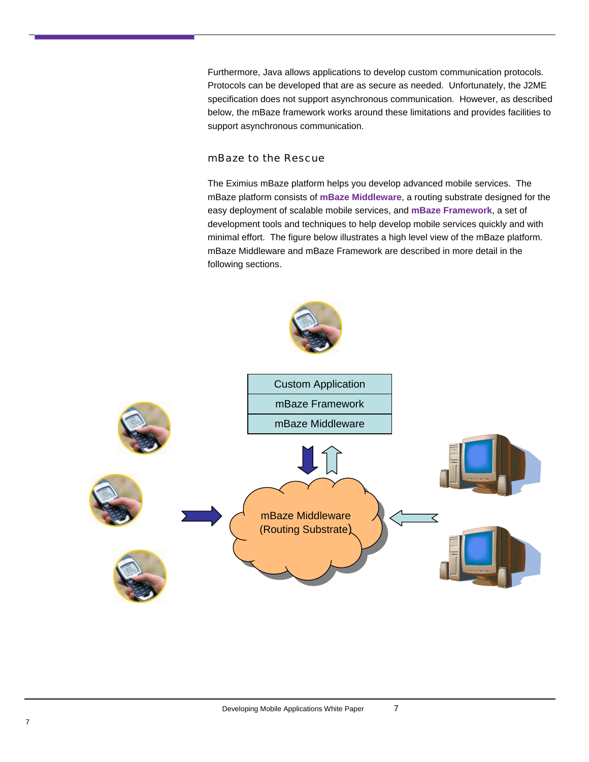Furthermore, Java allows applications to develop custom communication protocols. Protocols can be developed that are as secure as needed. Unfortunately, the J2ME specification does not support asynchronous communication. However, as described below, the mBaze framework works around these limitations and provides facilities to support asynchronous communication.

## mBaze to the Rescue

The Eximius mBaze platform helps you develop advanced mobile services. The mBaze platform consists of **mBaze Middleware**, a routing substrate designed for the easy deployment of scalable mobile services, and **mBaze Framework**, a set of development tools and techniques to help develop mobile services quickly and with minimal effort. The figure below illustrates a high level view of the mBaze platform. mBaze Middleware and mBaze Framework are described in more detail in the following sections.

| Custom Application |
| --- |
| mBaze Framework |
| mBaze Middleware |

mBaze Middleware (Routing Substrate)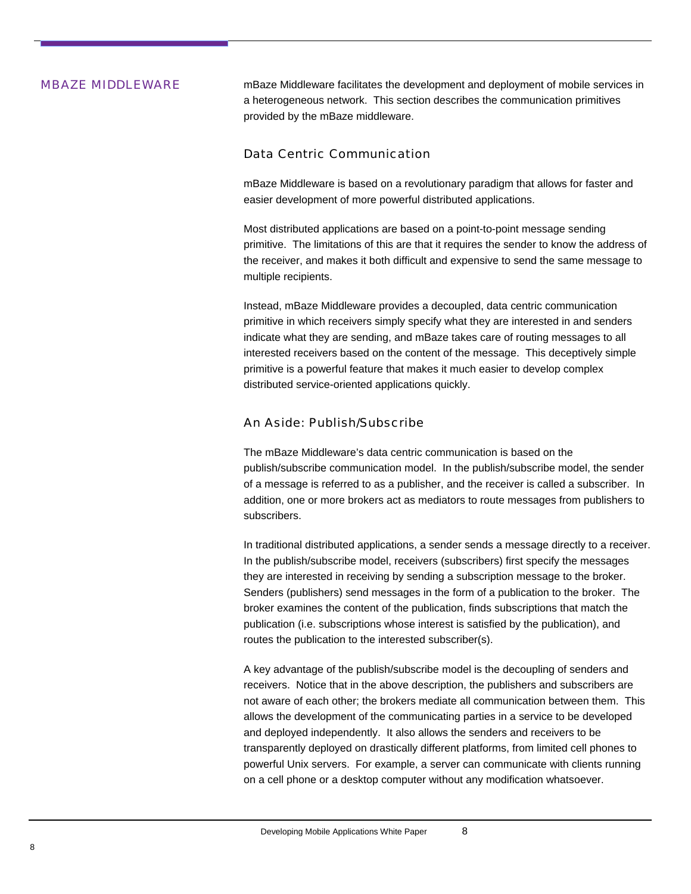# MBAZE MIDDLEWARE

mBaze Middleware facilitates the development and deployment of mobile services in a heterogeneous network. This section describes the communication primitives provided by the mBaze middleware.

## Data Centric Communication

mBaze Middleware is based on a revolutionary paradigm that allows for faster and easier development of more powerful distributed applications.

Most distributed applications are based on a point-to-point message sending primitive. The limitations of this are that it requires the sender to know the address of the receiver, and makes it both difficult and expensive to send the same message to multiple recipients.

Instead, mBaze Middleware provides a decoupled, data centric communication primitive in which receivers simply specify what they are interested in and senders indicate what they are sending, and mBaze takes care of routing messages to all interested receivers based on the content of the message. This deceptively simple primitive is a powerful feature that makes it much easier to develop complex distributed service-oriented applications quickly.

## An Aside: Publish/Subscribe

The mBaze Middleware's data centric communication is based on the publish/subscribe communication model. In the publish/subscribe model, the sender of a message is referred to as a publisher, and the receiver is called a subscriber. In addition, one or more brokers act as mediators to route messages from publishers to subscribers.

In traditional distributed applications, a sender sends a message directly to a receiver. In the publish/subscribe model, receivers (subscribers) first specify the messages they are interested in receiving by sending a subscription message to the broker. Senders (publishers) send messages in the form of a publication to the broker. The broker examines the content of the publication, finds subscriptions that match the publication (i.e. subscriptions whose interest is satisfied by the publication), and routes the publication to the interested subscriber(s).

A key advantage of the publish/subscribe model is the decoupling of senders and receivers. Notice that in the above description, the publishers and subscribers are not aware of each other; the brokers mediate all communication between them. This allows the development of the communicating parties in a service to be developed and deployed independently. It also allows the senders and receivers to be transparently deployed on drastically different platforms, from limited cell phones to powerful Unix servers. For example, a server can communicate with clients running on a cell phone or a desktop computer without any modification whatsoever.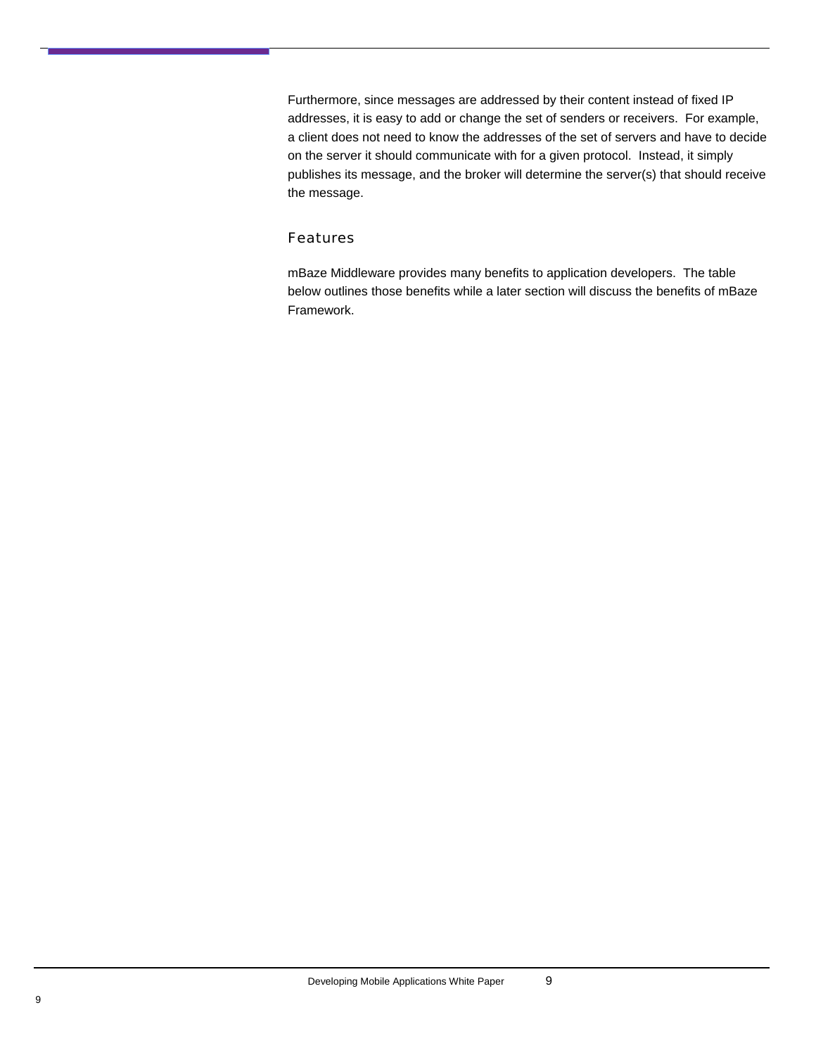Furthermore, since messages are addressed by their content instead of fixed IP addresses, it is easy to add or change the set of senders or receivers. For example, a client does not need to know the addresses of the set of servers and have to decide on the server it should communicate with for a given protocol. Instead, it simply publishes its message, and the broker will determine the server(s) that should receive the message.

### Features

mBaze Middleware provides many benefits to application developers. The table below outlines those benefits while a later section will discuss the benefits of mBaze Framework.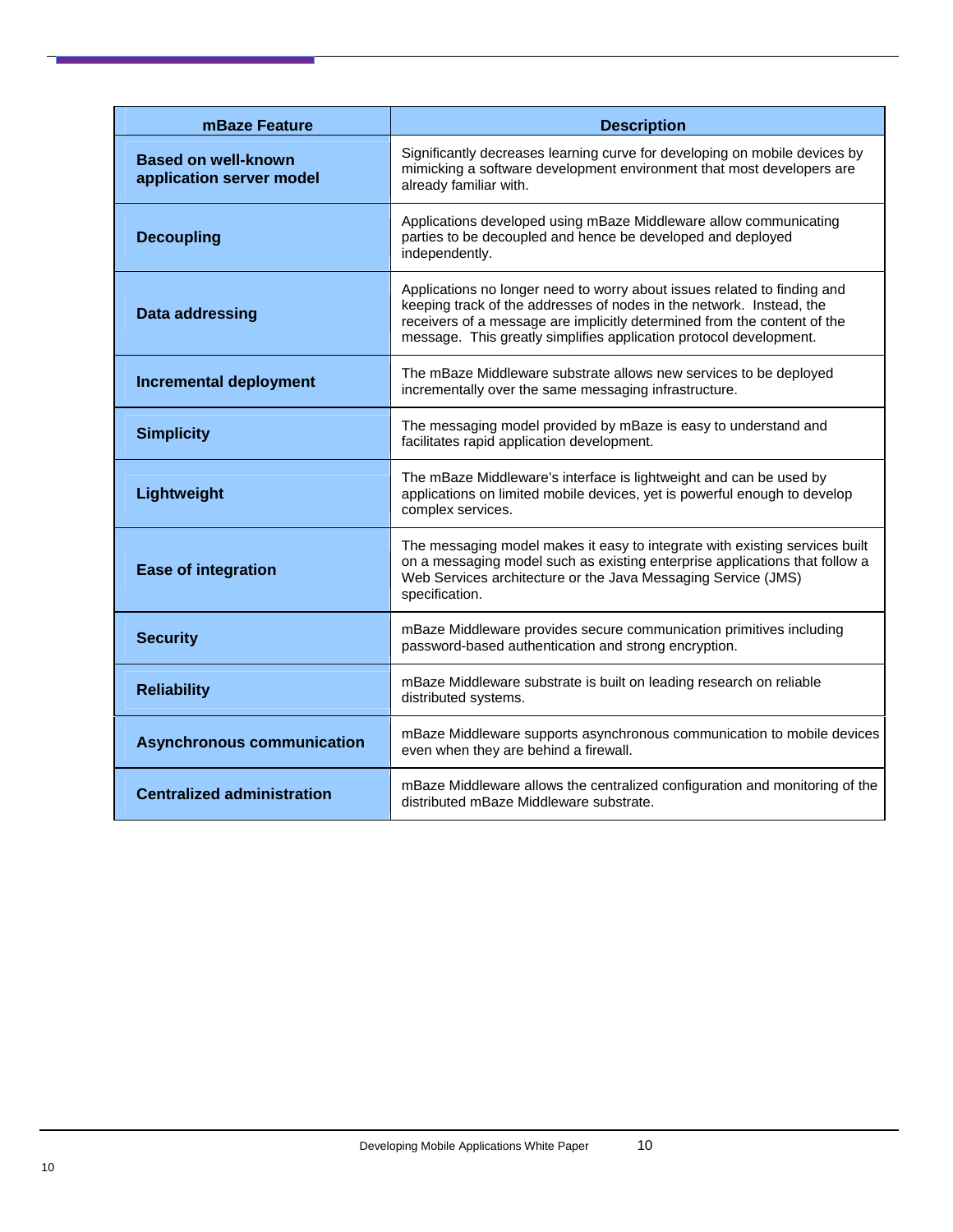| mBaze Feature | Description |
| --- | --- |
| **Based on well-known application server model** | Significantly decreases learning curve for developing on mobile devices by mimicking a software development environment that most developers are already familiar with. |
| **Decoupling** | Applications developed using mBaze Middleware allow communicating parties to be decoupled and hence be developed and deployed independently. |
| **Data addressing** | Applications no longer need to worry about issues related to finding and keeping track of the addresses of nodes in the network. Instead, the receivers of a message are implicitly determined from the content of the message. This greatly simplifies application protocol development. |
| **Incremental deployment** | The mBaze Middleware substrate allows new services to be deployed incrementally over the same messaging infrastructure. |
| **Simplicity** | The messaging model provided by mBaze is easy to understand and facilitates rapid application development. |
| **Lightweight** | The mBaze Middleware's interface is lightweight and can be used by applications on limited mobile devices, yet is powerful enough to develop complex services. |
| **Ease of integration** | The messaging model makes it easy to integrate with existing services built on a messaging model such as existing enterprise applications that follow a Web Services architecture or the Java Messaging Service (JMS) specification. |
| **Security** | mBaze Middleware provides secure communication primitives including password-based authentication and strong encryption. |
| **Reliability** | mBaze Middleware substrate is built on leading research on reliable distributed systems. |
| **Asynchronous communication** | mBaze Middleware supports asynchronous communication to mobile devices even when they are behind a firewall. |
| **Centralized administration** | mBaze Middleware allows the centralized configuration and monitoring of the distributed mBaze Middleware substrate. |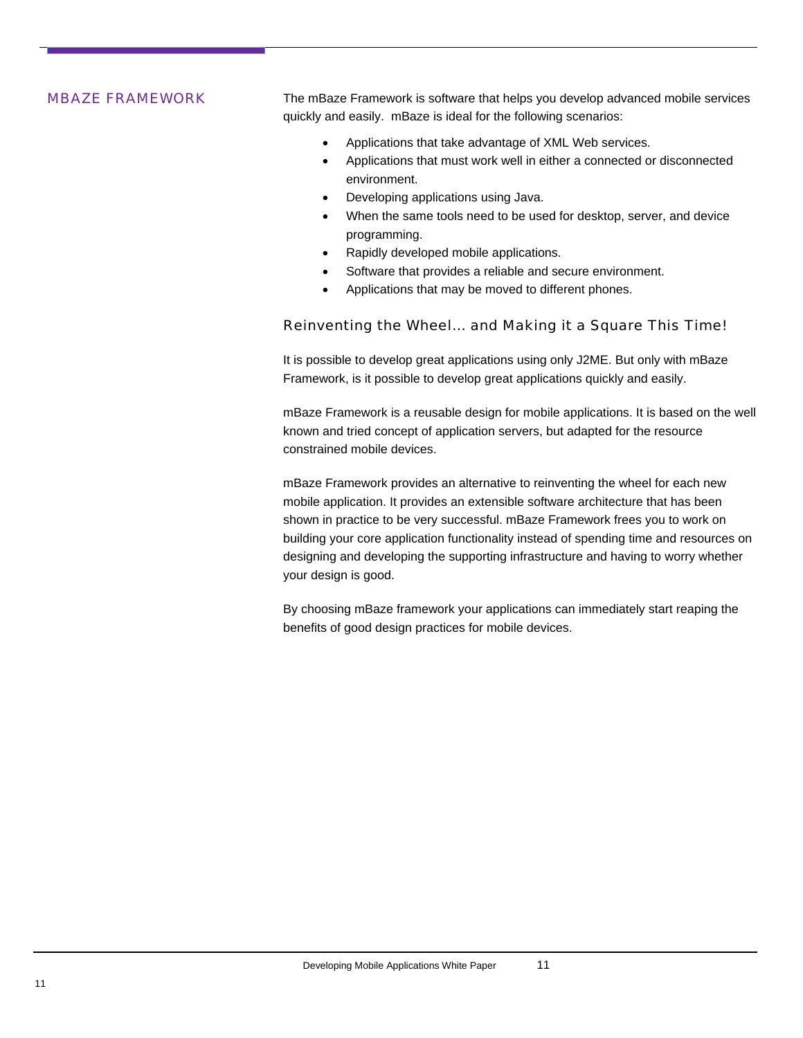## MBAZE FRAMEWORK

The mBaze Framework is software that helps you develop advanced mobile services quickly and easily. mBaze is ideal for the following scenarios:

- Applications that take advantage of XML Web services.
- Applications that must work well in either a connected or disconnected environment.
- Developing applications using Java.
- When the same tools need to be used for desktop, server, and device programming.
- Rapidly developed mobile applications.
- Software that provides a reliable and secure environment.
- Applications that may be moved to different phones.

### Reinventing the Wheel… and Making it a Square This Time!

It is possible to develop great applications using only J2ME. But only with mBaze Framework, is it possible to develop great applications quickly and easily.

mBaze Framework is a reusable design for mobile applications. It is based on the well known and tried concept of application servers, but adapted for the resource constrained mobile devices.

mBaze Framework provides an alternative to reinventing the wheel for each new mobile application. It provides an extensible software architecture that has been shown in practice to be very successful. mBaze Framework frees you to work on building your core application functionality instead of spending time and resources on designing and developing the supporting infrastructure and having to worry whether your design is good.

By choosing mBaze framework your applications can immediately start reaping the benefits of good design practices for mobile devices.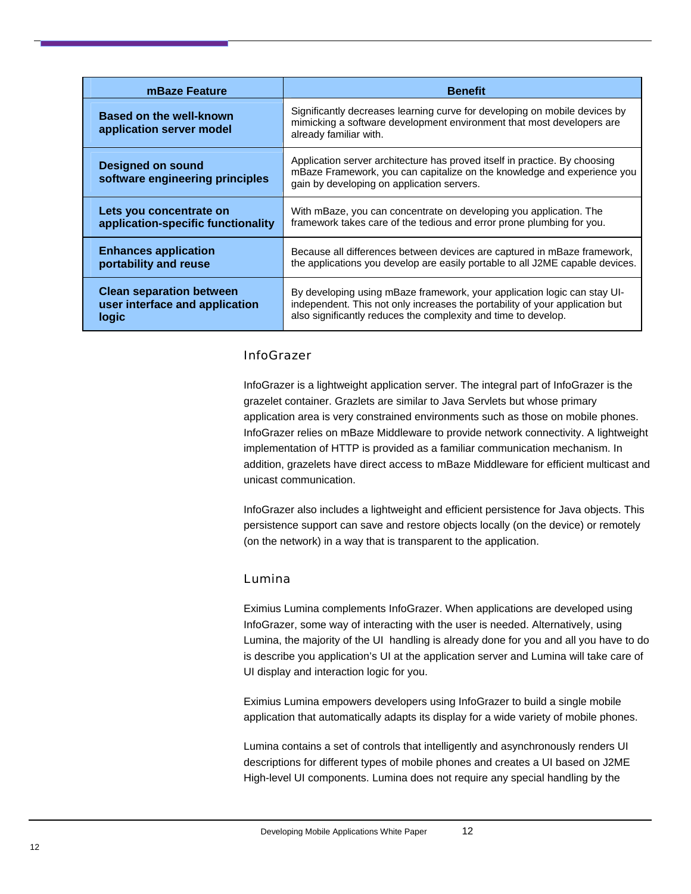| mBaze Feature | Benefit |
|---|---|
| **Based on the well-known application server model** | Significantly decreases learning curve for developing on mobile devices by mimicking a software development environment that most developers are already familiar with. |
| **Designed on sound software engineering principles** | Application server architecture has proved itself in practice. By choosing mBaze Framework, you can capitalize on the knowledge and experience you gain by developing on application servers. |
| **Lets you concentrate on application-specific functionality** | With mBaze, you can concentrate on developing you application. The framework takes care of the tedious and error prone plumbing for you. |
| **Enhances application portability and reuse** | Because all differences between devices are captured in mBaze framework, the applications you develop are easily portable to all J2ME capable devices. |
| **Clean separation between user interface and application logic** | By developing using mBaze framework, your application logic can stay UI-independent. This not only increases the portability of your application but also significantly reduces the complexity and time to develop. |

### InfoGrazer

InfoGrazer is a lightweight application server. The integral part of InfoGrazer is the grazelet container. Grazlets are similar to Java Servlets but whose primary application area is very constrained environments such as those on mobile phones. InfoGrazer relies on mBaze Middleware to provide network connectivity. A lightweight implementation of HTTP is provided as a familiar communication mechanism. In addition, grazelets have direct access to mBaze Middleware for efficient multicast and unicast communication.

InfoGrazer also includes a lightweight and efficient persistence for Java objects. This persistence support can save and restore objects locally (on the device) or remotely (on the network) in a way that is transparent to the application.

### Lumina

Eximius Lumina complements InfoGrazer. When applications are developed using InfoGrazer, some way of interacting with the user is needed. Alternatively, using Lumina, the majority of the UI handling is already done for you and all you have to do is describe you application's UI at the application server and Lumina will take care of UI display and interaction logic for you.

Eximius Lumina empowers developers using InfoGrazer to build a single mobile application that automatically adapts its display for a wide variety of mobile phones.

Lumina contains a set of controls that intelligently and asynchronously renders UI descriptions for different types of mobile phones and creates a UI based on J2ME High-level UI components. Lumina does not require any special handling by the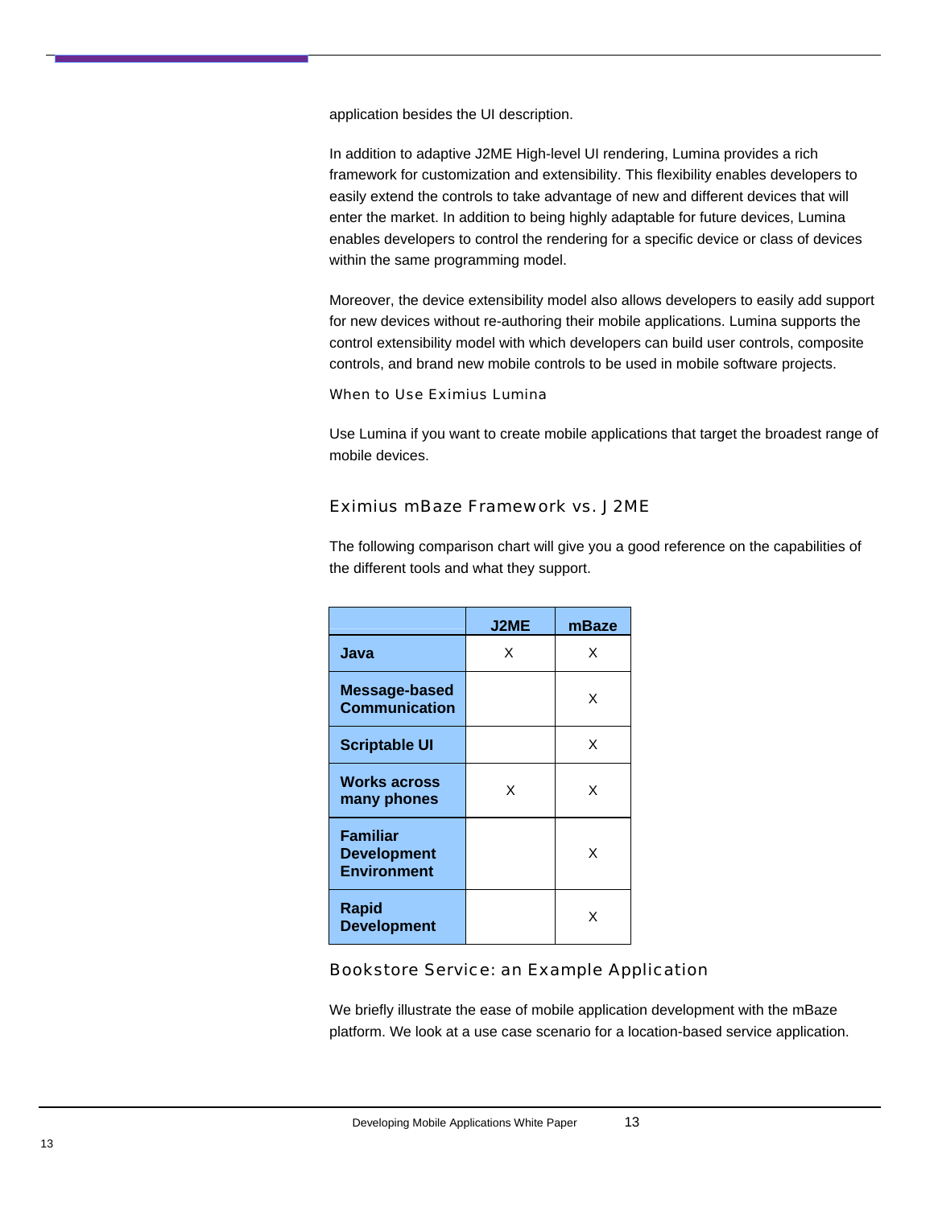application besides the UI description.

In addition to adaptive J2ME High-level UI rendering, Lumina provides a rich framework for customization and extensibility. This flexibility enables developers to easily extend the controls to take advantage of new and different devices that will enter the market. In addition to being highly adaptable for future devices, Lumina enables developers to control the rendering for a specific device or class of devices within the same programming model.

Moreover, the device extensibility model also allows developers to easily add support for new devices without re-authoring their mobile applications. Lumina supports the control extensibility model with which developers can build user controls, composite controls, and brand new mobile controls to be used in mobile software projects.

#### When to Use Eximius Lumina

Use Lumina if you want to create mobile applications that target the broadest range of mobile devices.

### Eximius mBaze Framework vs. J2ME

The following comparison chart will give you a good reference on the capabilities of the different tools and what they support.

| | J2ME | mBaze |
|---|---|---|
| **Java** | X | X |
| **Message-based Communication** | | X |
| **Scriptable UI** | | X |
| **Works across many phones** | X | X |
| **Familiar Development Environment** | | X |
| **Rapid Development** | | X |

### Bookstore Service: an Example Application

We briefly illustrate the ease of mobile application development with the mBaze platform. We look at a use case scenario for a location-based service application.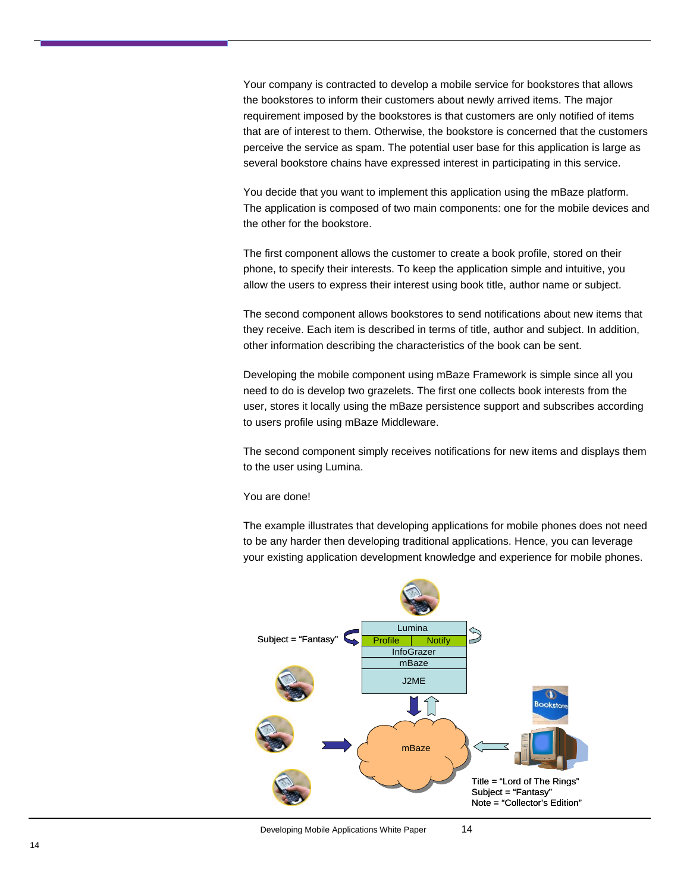Your company is contracted to develop a mobile service for bookstores that allows the bookstores to inform their customers about newly arrived items. The major requirement imposed by the bookstores is that customers are only notified of items that are of interest to them. Otherwise, the bookstore is concerned that the customers perceive the service as spam. The potential user base for this application is large as several bookstore chains have expressed interest in participating in this service.

You decide that you want to implement this application using the mBaze platform. The application is composed of two main components: one for the mobile devices and the other for the bookstore.

The first component allows the customer to create a book profile, stored on their phone, to specify their interests. To keep the application simple and intuitive, you allow the users to express their interest using book title, author name or subject.

The second component allows bookstores to send notifications about new items that they receive. Each item is described in terms of title, author and subject. In addition, other information describing the characteristics of the book can be sent.

Developing the mobile component using mBaze Framework is simple since all you need to do is develop two grazelets. The first one collects book interests from the user, stores it locally using the mBaze persistence support and subscribes according to users profile using mBaze Middleware.

The second component simply receives notifications for new items and displays them to the user using Lumina.

You are done!

The example illustrates that developing applications for mobile phones does not need to be any harder then developing traditional applications. Hence, you can leverage your existing application development knowledge and experience for mobile phones.

Subject = “Fantasy”

| Lumina | |
|---|---|
| Profile | Notify |
| InfoGrazer | |
| mBaze | |
| J2ME | |

mBaze

Bookstore

Title = “Lord of The Rings”
Subject = “Fantasy”
Note = “Collector’s Edition”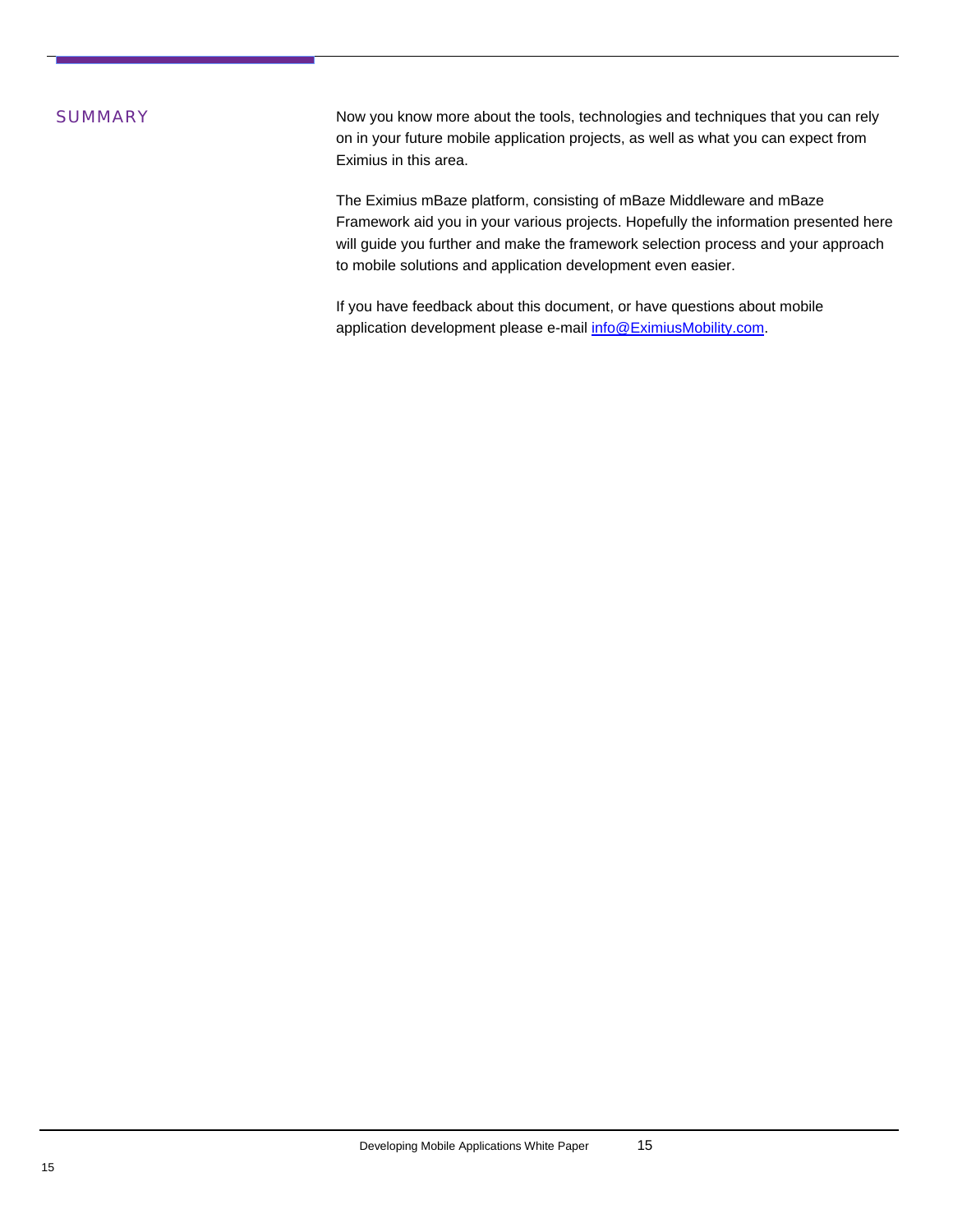## SUMMARY

Now you know more about the tools, technologies and techniques that you can rely on in your future mobile application projects, as well as what you can expect from Eximius in this area.

The Eximius mBaze platform, consisting of mBaze Middleware and mBaze Framework aid you in your various projects. Hopefully the information presented here will guide you further and make the framework selection process and your approach to mobile solutions and application development even easier.

If you have feedback about this document, or have questions about mobile application development please e-mail info@EximiusMobility.com.